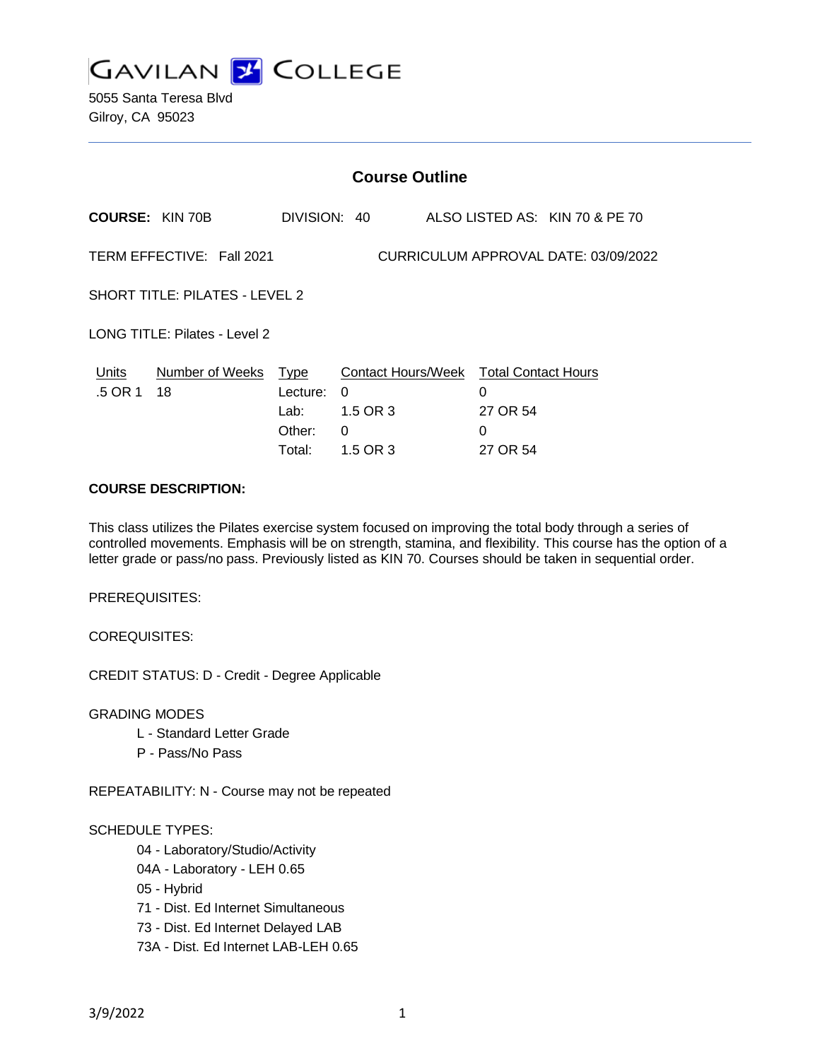# GAVILAN COLLEGE

5055 Santa Teresa Blvd
Gilroy, CA 95023

## Course Outline

**COURSE:** KIN 70B DIVISION: 40 ALSO LISTED AS: KIN 70 & PE 70

TERM EFFECTIVE: Fall 2021 CURRICULUM APPROVAL DATE: 03/09/2022

SHORT TITLE: PILATES - LEVEL 2

LONG TITLE: Pilates - Level 2

| Units | Number of Weeks | Type | Contact Hours/Week | Total Contact Hours |
|---|---|---|---|---|
| .5 OR 1 | 18 | Lecture: | 0 | 0 |
| | | Lab: | 1.5 OR 3 | 27 OR 54 |
| | | Other: | 0 | 0 |
| | | Total: | 1.5 OR 3 | 27 OR 54 |

**COURSE DESCRIPTION:**

This class utilizes the Pilates exercise system focused on improving the total body through a series of controlled movements. Emphasis will be on strength, stamina, and flexibility. This course has the option of a letter grade or pass/no pass. Previously listed as KIN 70. Courses should be taken in sequential order.

PREREQUISITES:

COREQUISITES:

CREDIT STATUS: D - Credit - Degree Applicable

GRADING MODES

- L - Standard Letter Grade
- P - Pass/No Pass

REPEATABILITY: N - Course may not be repeated

SCHEDULE TYPES:

- 04 - Laboratory/Studio/Activity
- 04A - Laboratory - LEH 0.65
- 05 - Hybrid
- 71 - Dist. Ed Internet Simultaneous
- 73 - Dist. Ed Internet Delayed LAB
- 73A - Dist. Ed Internet LAB-LEH 0.65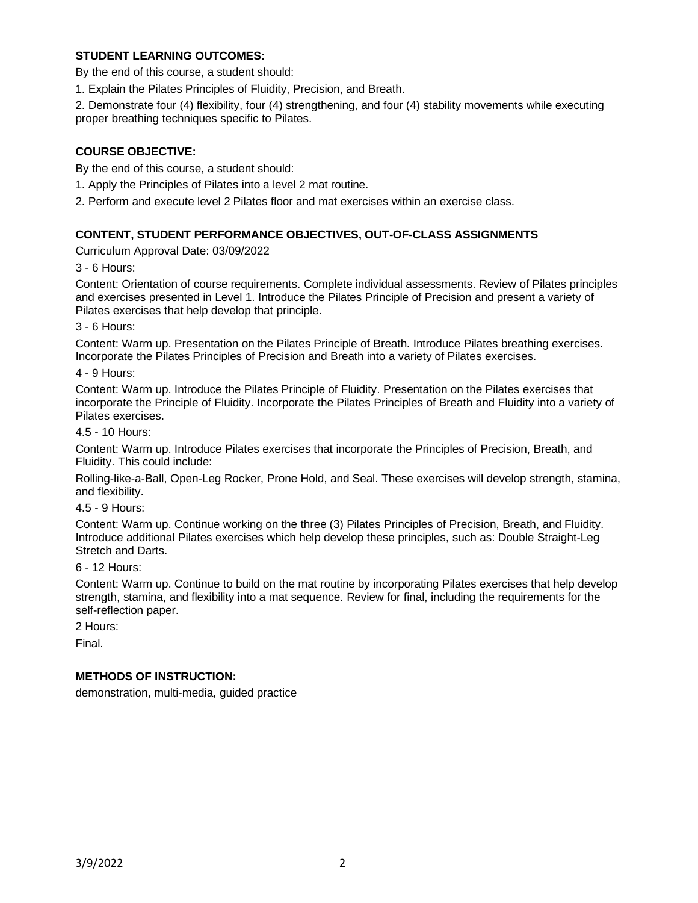### STUDENT LEARNING OUTCOMES:

By the end of this course, a student should:

1. Explain the Pilates Principles of Fluidity, Precision, and Breath.

2. Demonstrate four (4) flexibility, four (4) strengthening, and four (4) stability movements while executing proper breathing techniques specific to Pilates.

### COURSE OBJECTIVE:

By the end of this course, a student should:

1. Apply the Principles of Pilates into a level 2 mat routine.

2. Perform and execute level 2 Pilates floor and mat exercises within an exercise class.

### CONTENT, STUDENT PERFORMANCE OBJECTIVES, OUT-OF-CLASS ASSIGNMENTS

Curriculum Approval Date: 03/09/2022

3 - 6 Hours:

Content: Orientation of course requirements. Complete individual assessments. Review of Pilates principles and exercises presented in Level 1. Introduce the Pilates Principle of Precision and present a variety of Pilates exercises that help develop that principle.

3 - 6 Hours:

Content: Warm up. Presentation on the Pilates Principle of Breath. Introduce Pilates breathing exercises. Incorporate the Pilates Principles of Precision and Breath into a variety of Pilates exercises.

4 - 9 Hours:

Content: Warm up. Introduce the Pilates Principle of Fluidity. Presentation on the Pilates exercises that incorporate the Principle of Fluidity. Incorporate the Pilates Principles of Breath and Fluidity into a variety of Pilates exercises.

4.5 - 10 Hours:

Content: Warm up. Introduce Pilates exercises that incorporate the Principles of Precision, Breath, and Fluidity. This could include:

Rolling-like-a-Ball, Open-Leg Rocker, Prone Hold, and Seal. These exercises will develop strength, stamina, and flexibility.

4.5 - 9 Hours:

Content: Warm up. Continue working on the three (3) Pilates Principles of Precision, Breath, and Fluidity. Introduce additional Pilates exercises which help develop these principles, such as: Double Straight-Leg Stretch and Darts.

6 - 12 Hours:

Content: Warm up. Continue to build on the mat routine by incorporating Pilates exercises that help develop strength, stamina, and flexibility into a mat sequence. Review for final, including the requirements for the self-reflection paper.

2 Hours:

Final.

### METHODS OF INSTRUCTION:

demonstration, multi-media, guided practice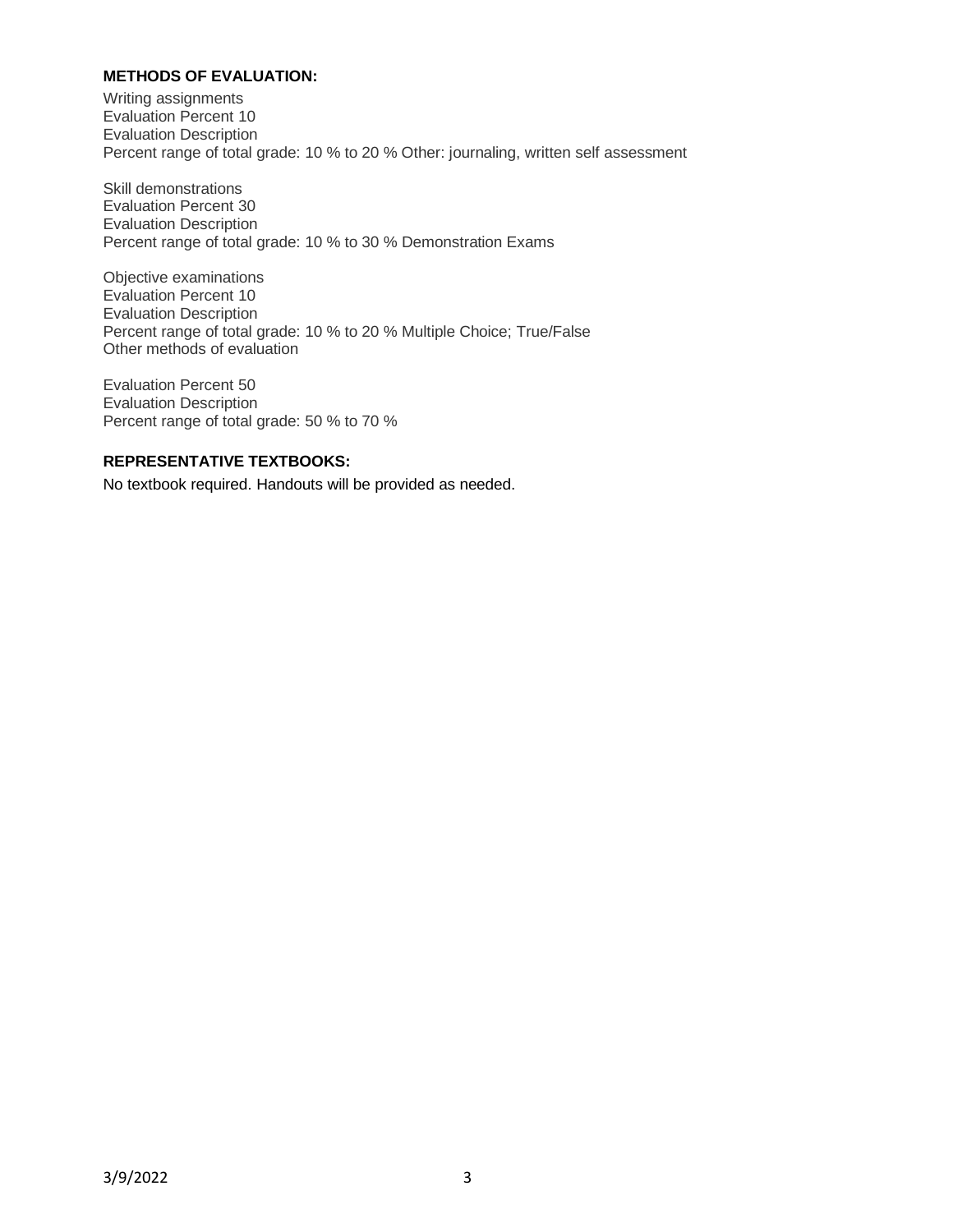**METHODS OF EVALUATION:**

Writing assignments
Evaluation Percent 10
Evaluation Description
Percent range of total grade: 10 % to 20 % Other: journaling, written self assessment

Skill demonstrations
Evaluation Percent 30
Evaluation Description
Percent range of total grade: 10 % to 30 % Demonstration Exams

Objective examinations
Evaluation Percent 10
Evaluation Description
Percent range of total grade: 10 % to 20 % Multiple Choice; True/False
Other methods of evaluation

Evaluation Percent 50
Evaluation Description
Percent range of total grade: 50 % to 70 %

**REPRESENTATIVE TEXTBOOKS:**

No textbook required. Handouts will be provided as needed.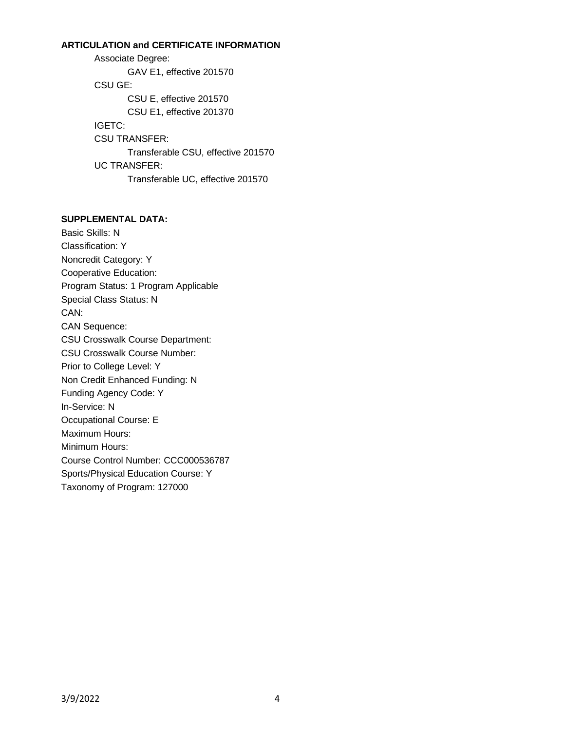**ARTICULATION and CERTIFICATE INFORMATION**

Associate Degree:

GAV E1, effective 201570

CSU GE:

CSU E, effective 201570

CSU E1, effective 201370

IGETC:

CSU TRANSFER:

Transferable CSU, effective 201570

UC TRANSFER:

Transferable UC, effective 201570

**SUPPLEMENTAL DATA:**

Basic Skills: N

Classification: Y

Noncredit Category: Y

Cooperative Education:

Program Status: 1 Program Applicable

Special Class Status: N

CAN:

CAN Sequence:

CSU Crosswalk Course Department:

CSU Crosswalk Course Number:

Prior to College Level: Y

Non Credit Enhanced Funding: N

Funding Agency Code: Y

In-Service: N

Occupational Course: E

Maximum Hours:

Minimum Hours:

Course Control Number: CCC000536787

Sports/Physical Education Course: Y

Taxonomy of Program: 127000